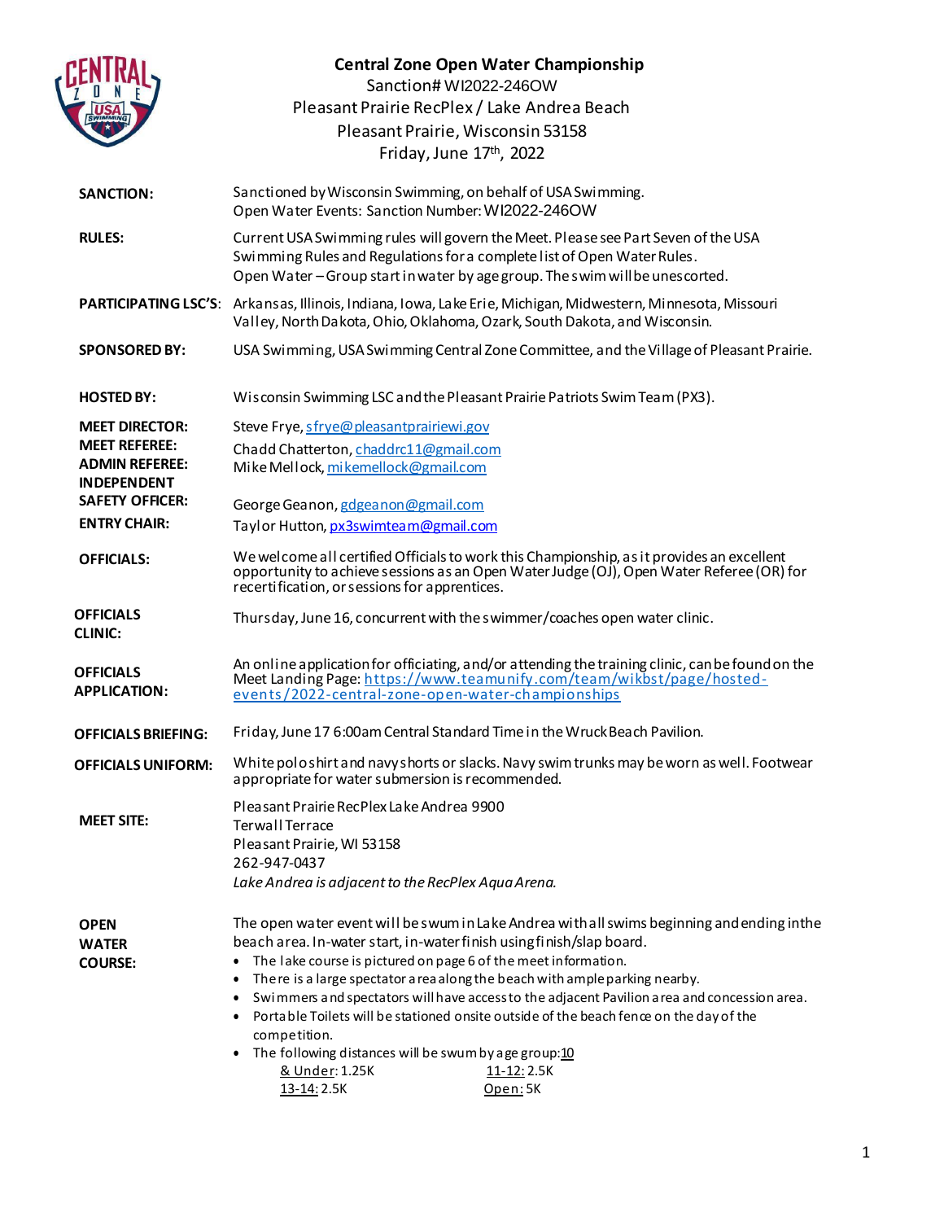# Central Zone Open Water Championship

Sanction# WI2022-246OW
Pleasant Prairie RecPlex / Lake Andrea Beach
Pleasant Prairie, Wisconsin 53158
Friday, June 17th, 2022

**SANCTION:** Sanctioned by Wisconsin Swimming, on behalf of USA Swimming.
Open Water Events: Sanction Number: WI2022-246OW

**RULES:** Current USA Swimming rules will govern the Meet. Please see Part Seven of the USA Swimming Rules and Regulations for a complete list of Open Water Rules.
Open Water – Group start in water by age group. The swim will be unescorted.

**PARTICIPATING LSC'S:** Arkansas, Illinois, Indiana, Iowa, Lake Erie, Michigan, Midwestern, Minnesota, Missouri Valley, North Dakota, Ohio, Oklahoma, Ozark, South Dakota, and Wisconsin.

**SPONSORED BY:** USA Swimming, USA Swimming Central Zone Committee, and the Village of Pleasant Prairie.

**HOSTED BY:** Wisconsin Swimming LSC and the Pleasant Prairie Patriots Swim Team (PX3).

**MEET DIRECTOR:** Steve Frye, sfrye@pleasantprairiewi.gov

**MEET REFEREE:** Chadd Chatterton, chaddrc11@gmail.com

**ADMIN REFEREE:** Mike Mellock, mikemellock@gmail.com

**INDEPENDENT SAFETY OFFICER:** George Geanon, gdgeanon@gmail.com

**ENTRY CHAIR:** Taylor Hutton, px3swimteam@gmail.com

**OFFICIALS:** We welcome all certified Officials to work this Championship, as it provides an excellent opportunity to achieve sessions as an Open Water Judge (OJ), Open Water Referee (OR) for recertification, or sessions for apprentices.

**OFFICIALS CLINIC:** Thursday, June 16, concurrent with the swimmer/coaches open water clinic.

**OFFICIALS APPLICATION:** An online application for officiating, and/or attending the training clinic, can be found on the Meet Landing Page: https://www.teamunify.com/team/wikbst/page/hosted-events/2022-central-zone-open-water-championships

**OFFICIALS BRIEFING:** Friday, June 17 6:00am Central Standard Time in the Wruck Beach Pavilion.

**OFFICIALS UNIFORM:** White polo shirt and navy shorts or slacks. Navy swim trunks may be worn as well. Footwear appropriate for water submersion is recommended.

**MEET SITE:** Pleasant Prairie RecPlex Lake Andrea 9900
Terwall Terrace
Pleasant Prairie, WI 53158
262-947-0437
*Lake Andrea is adjacent to the RecPlex Aqua Arena.*

**OPEN WATER COURSE:** The open water event will be swum in Lake Andrea with all swims beginning and ending in the beach area. In-water start, in-water finish using finish/slap board.

- The lake course is pictured on page 6 of the meet information.
- There is a large spectator area along the beach with ample parking nearby.
- Swimmers and spectators will have access to the adjacent Pavilion area and concession area.
- Portable Toilets will be stationed onsite outside of the beach fence on the day of the competition.
- The following distances will be swum by age group:
  - 10 & Under: 1.25K
  - 11-12: 2.5K
  - 13-14: 2.5K
  - Open: 5K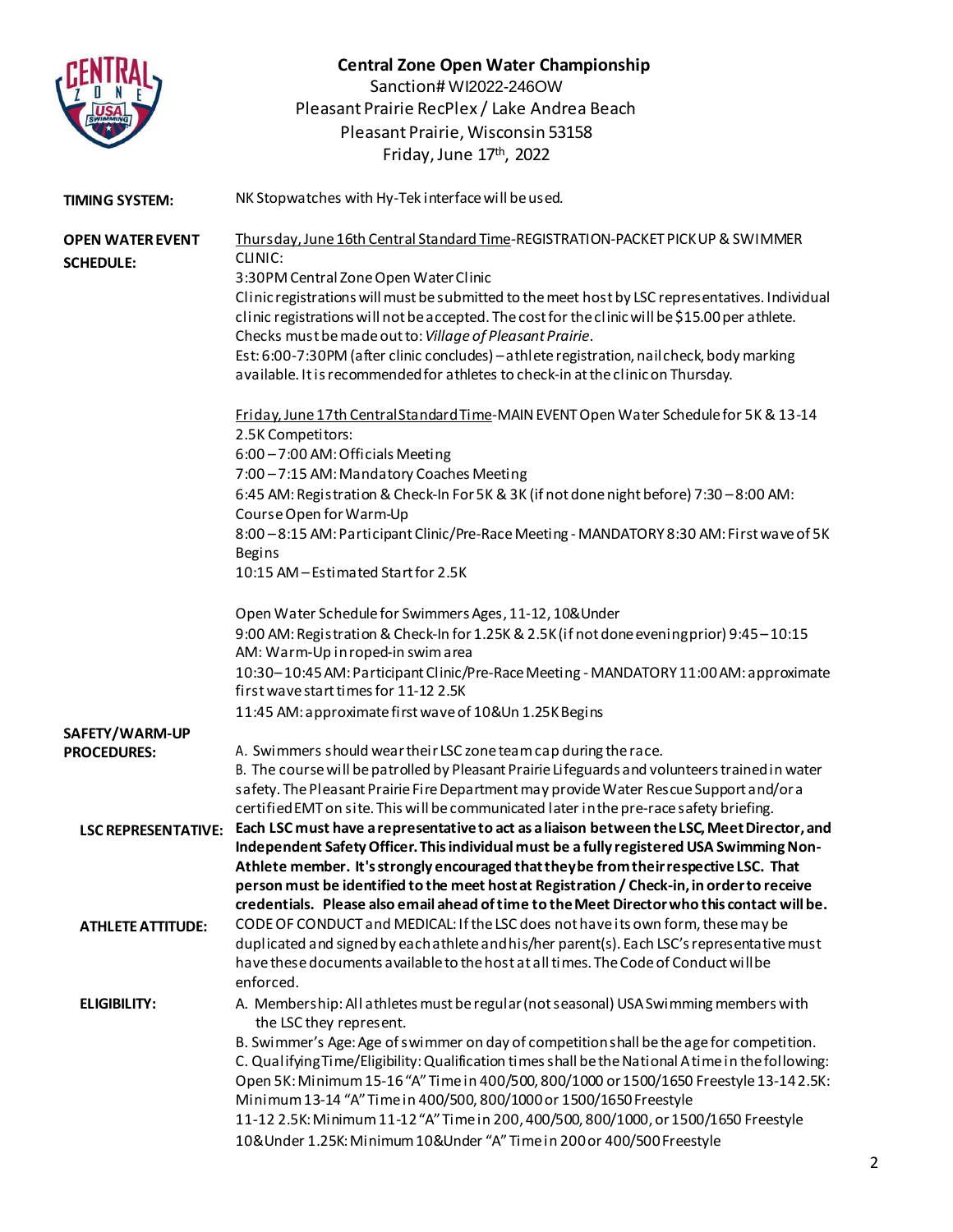# Central Zone Open Water Championship

Sanction# WI2022-246OW
Pleasant Prairie RecPlex / Lake Andrea Beach
Pleasant Prairie, Wisconsin 53158
Friday, June 17th, 2022

**TIMING SYSTEM:** NK Stopwatches with Hy-Tek interface will be used.

**OPEN WATER EVENT SCHEDULE:**

Thursday, June 16th Central Standard Time-REGISTRATION-PACKET PICK UP & SWIMMER CLINIC:
3:30PM Central Zone Open Water Clinic
Clinic registrations will must be submitted to the meet host by LSC representatives. Individual clinic registrations will not be accepted. The cost for the clinic will be $15.00 per athlete. Checks must be made out to: *Village of Pleasant Prairie*.
Est: 6:00-7:30PM (after clinic concludes) – athlete registration, nail check, body marking available. It is recommended for athletes to check-in at the clinic on Thursday.

Friday, June 17th Central Standard Time-MAIN EVENT Open Water Schedule for 5K & 13-14 2.5K Competitors:
6:00 – 7:00 AM: Officials Meeting
7:00 – 7:15 AM: Mandatory Coaches Meeting
6:45 AM: Registration & Check-In For 5K & 3K (if not done night before) 7:30 – 8:00 AM: Course Open for Warm-Up
8:00 – 8:15 AM: Participant Clinic/Pre-Race Meeting - MANDATORY 8:30 AM: First wave of 5K Begins
10:15 AM – Estimated Start for 2.5K

Open Water Schedule for Swimmers Ages, 11-12, 10&Under
9:00 AM: Registration & Check-In for 1.25K & 2.5K (if not done evening prior) 9:45 – 10:15 AM: Warm-Up in roped-in swim area
10:30– 10:45 AM: Participant Clinic/Pre-Race Meeting - MANDATORY 11:00 AM: approximate first wave start times for 11-12 2.5K
11:45 AM: approximate first wave of 10&Un 1.25K Begins

**SAFETY/WARM-UP PROCEDURES:**
A. Swimmers should wear their LSC zone team cap during the race.
B. The course will be patrolled by Pleasant Prairie Lifeguards and volunteers trained in water safety. The Pleasant Prairie Fire Department may provide Water Rescue Support and/or a certified EMT on site. This will be communicated later in the pre-race safety briefing.

**LSC REPRESENTATIVE:** **Each LSC must have a representative to act as a liaison between the LSC, Meet Director, and Independent Safety Officer. This individual must be a fully registered USA Swimming Non-Athlete member. It's strongly encouraged that they be from their respective LSC. That person must be identified to the meet host at Registration / Check-in, in order to receive credentials. Please also email ahead of time to the Meet Director who this contact will be.**

**ATHLETE ATTITUDE:** CODE OF CONDUCT and MEDICAL: If the LSC does not have its own form, these may be duplicated and signed by each athlete and his/her parent(s). Each LSC's representative must have these documents available to the host at all times. The Code of Conduct will be enforced.

**ELIGIBILITY:**
A. Membership: All athletes must be regular (not seasonal) USA Swimming members with the LSC they represent.
B. Swimmer's Age: Age of swimmer on day of competition shall be the age for competition.
C. Qualifying Time/Eligibility: Qualification times shall be the National A time in the following:
Open 5K: Minimum 15-16 "A" Time in 400/500, 800/1000 or 1500/1650 Freestyle 13-14 2.5K: Minimum 13-14 "A" Time in 400/500, 800/1000 or 1500/1650 Freestyle
11-12 2.5K: Minimum 11-12 "A" Time in 200, 400/500, 800/1000, or 1500/1650 Freestyle
10&Under 1.25K: Minimum 10&Under "A" Time in 200 or 400/500 Freestyle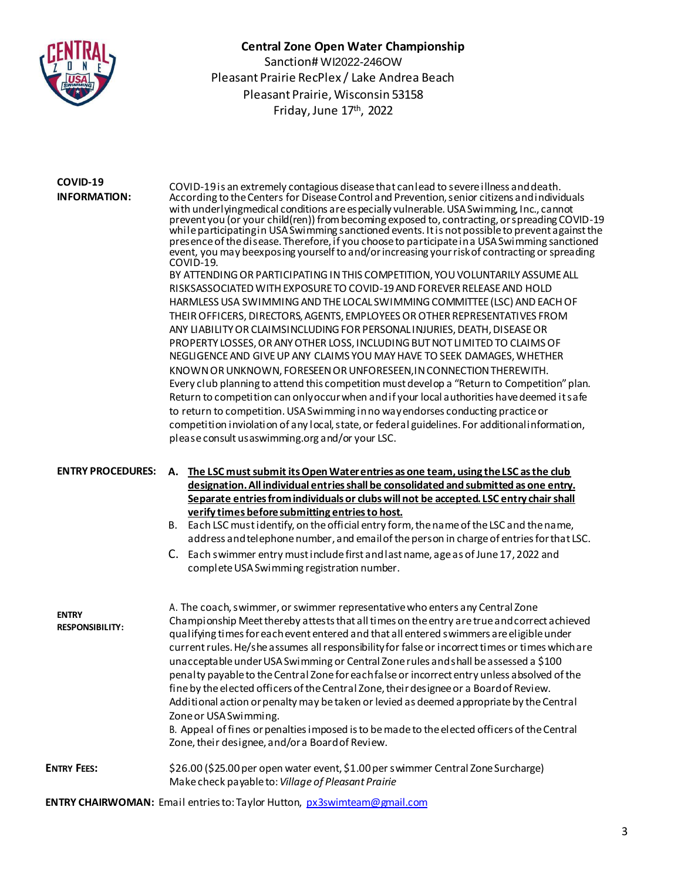**Central Zone Open Water Championship**
Sanction# WI2022-246OW
Pleasant Prairie RecPlex / Lake Andrea Beach
Pleasant Prairie, Wisconsin 53158
Friday, June 17th, 2022

**COVID-19 INFORMATION:**

COVID-19 is an extremely contagious disease that can lead to severe illness and death. According to the Centers for Disease Control and Prevention, senior citizens and individuals with underlying medical conditions are especially vulnerable. USA Swimming, Inc., cannot prevent you (or your child(ren)) from becoming exposed to, contracting, or spreading COVID-19 while participating in USA Swimming sanctioned events. It is not possible to prevent against the presence of the disease. Therefore, if you choose to participate in a USA Swimming sanctioned event, you may be exposing yourself to and/or increasing your risk of contracting or spreading COVID-19.

BY ATTENDING OR PARTICIPATING IN THIS COMPETITION, YOU VOLUNTARILY ASSUME ALL RISKS ASSOCIATED WITH EXPOSURE TO COVID-19 AND FOREVER RELEASE AND HOLD HARMLESS USA SWIMMING AND THE LOCAL SWIMMING COMMITTEE (LSC) AND EACH OF THEIR OFFICERS, DIRECTORS, AGENTS, EMPLOYEES OR OTHER REPRESENTATIVES FROM ANY LIABILITY OR CLAIMS INCLUDING FOR PERSONAL INJURIES, DEATH, DISEASE OR PROPERTY LOSSES, OR ANY OTHER LOSS, INCLUDING BUT NOT LIMITED TO CLAIMS OF NEGLIGENCE AND GIVE UP ANY CLAIMS YOU MAY HAVE TO SEEK DAMAGES, WHETHER KNOWN OR UNKNOWN, FORESEEN OR UNFORESEEN, IN CONNECTION THEREWITH.

Every club planning to attend this competition must develop a "Return to Competition" plan. Return to competition can only occur when and if your local authorities have deemed it safe to return to competition. USA Swimming in no way endorses conducting practice or competition in violation of any local, state, or federal guidelines. For additional information, please consult usaswimming.org and/or your LSC.

**ENTRY PROCEDURES:**

A. **The LSC must submit its Open Water entries as one team, using the LSC as the club designation. All individual entries shall be consolidated and submitted as one entry. Separate entries from individuals or clubs will not be accepted. LSC entry chair shall verify times before submitting entries to host.**

B. Each LSC must identify, on the official entry form, the name of the LSC and the name, address and telephone number, and email of the person in charge of entries for that LSC.

C. Each swimmer entry must include first and last name, age as of June 17, 2022 and complete USA Swimming registration number.

**ENTRY RESPONSIBILITY:**

A. The coach, swimmer, or swimmer representative who enters any Central Zone Championship Meet thereby attests that all times on the entry are true and correct achieved qualifying times for each event entered and that all entered swimmers are eligible under current rules. He/she assumes all responsibility for false or incorrect times or times which are unacceptable under USA Swimming or Central Zone rules and shall be assessed a $100 penalty payable to the Central Zone for each false or incorrect entry unless absolved of the fine by the elected officers of the Central Zone, their designee or a Board of Review. Additional action or penalty may be taken or levied as deemed appropriate by the Central Zone or USA Swimming.

B. Appeal of fines or penalties imposed is to be made to the elected officers of the Central Zone, their designee, and/or a Board of Review.

**ENTRY FEES:**

$26.00 ($25.00 per open water event, $1.00 per swimmer Central Zone Surcharge)
Make check payable to: *Village of Pleasant Prairie*

**ENTRY CHAIRWOMAN:** Email entries to: Taylor Hutton, px3swimteam@gmail.com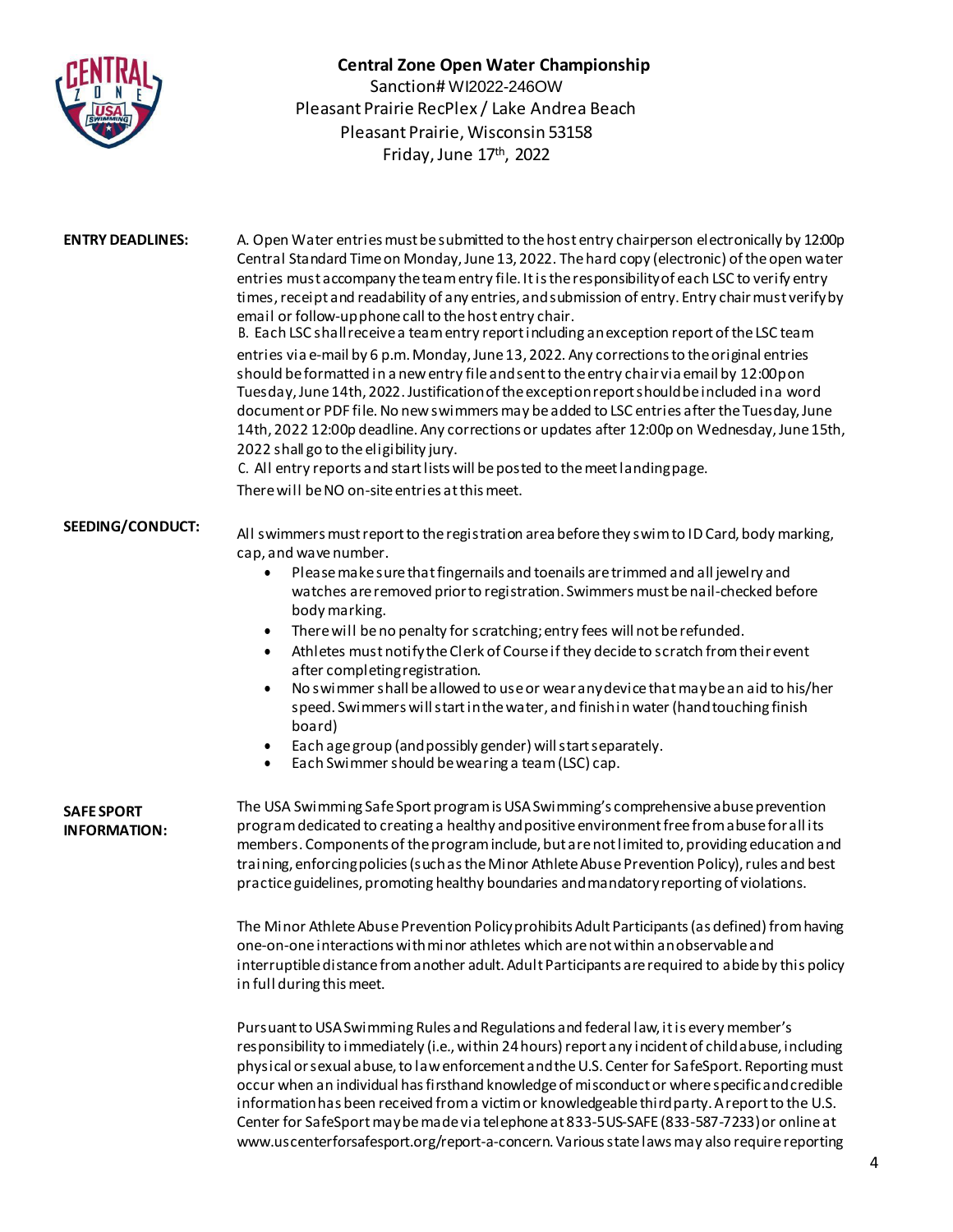# Central Zone Open Water Championship

Sanction# WI2022-246OW
Pleasant Prairie RecPlex / Lake Andrea Beach
Pleasant Prairie, Wisconsin 53158
Friday, June 17th, 2022

**ENTRY DEADLINES:**

A. Open Water entries must be submitted to the host entry chairperson electronically by 12:00p Central Standard Time on Monday, June 13, 2022. The hard copy (electronic) of the open water entries must accompany the team entry file. It is the responsibility of each LSC to verify entry times, receipt and readability of any entries, and submission of entry. Entry chair must verify by email or follow-up phone call to the host entry chair.

B. Each LSC shall receive a team entry report including an exception report of the LSC team entries via e-mail by 6 p.m. Monday, June 13, 2022. Any corrections to the original entries should be formatted in a new entry file and sent to the entry chair via email by 12:00p on Tuesday, June 14th, 2022. Justification of the exception report should be included in a word document or PDF file. No new swimmers may be added to LSC entries after the Tuesday, June 14th, 2022 12:00p deadline. Any corrections or updates after 12:00p on Wednesday, June 15th, 2022 shall go to the eligibility jury.

C. All entry reports and start lists will be posted to the meet landing page.

There will be NO on-site entries at this meet.

**SEEDING/CONDUCT:**

All swimmers must report to the registration area before they swim to ID Card, body marking, cap, and wave number.

- Please make sure that fingernails and toenails are trimmed and all jewelry and watches are removed prior to registration. Swimmers must be nail-checked before body marking.
- There will be no penalty for scratching; entry fees will not be refunded.
- Athletes must notify the Clerk of Course if they decide to scratch from their event after completing registration.
- No swimmer shall be allowed to use or wear any device that may be an aid to his/her speed. Swimmers will start in the water, and finish in water (hand touching finish board)
- Each age group (and possibly gender) will start separately.
- Each Swimmer should be wearing a team (LSC) cap.

**SAFE SPORT INFORMATION:**

The USA Swimming Safe Sport program is USA Swimming's comprehensive abuse prevention program dedicated to creating a healthy and positive environment free from abuse for all its members. Components of the program include, but are not limited to, providing education and training, enforcing policies (such as the Minor Athlete Abuse Prevention Policy), rules and best practice guidelines, promoting healthy boundaries and mandatory reporting of violations.

The Minor Athlete Abuse Prevention Policy prohibits Adult Participants (as defined) from having one-on-one interactions with minor athletes which are not within an observable and interruptible distance from another adult. Adult Participants are required to abide by this policy in full during this meet.

Pursuant to USA Swimming Rules and Regulations and federal law, it is every member's responsibility to immediately (i.e., within 24 hours) report any incident of child abuse, including physical or sexual abuse, to law enforcement and the U.S. Center for SafeSport. Reporting must occur when an individual has firsthand knowledge of misconduct or where specific and credible information has been received from a victim or knowledgeable third party. A report to the U.S. Center for SafeSport may be made via telephone at 833-5US-SAFE (833-587-7233) or online at www.uscenterforsafesport.org/report-a-concern. Various state laws may also require reporting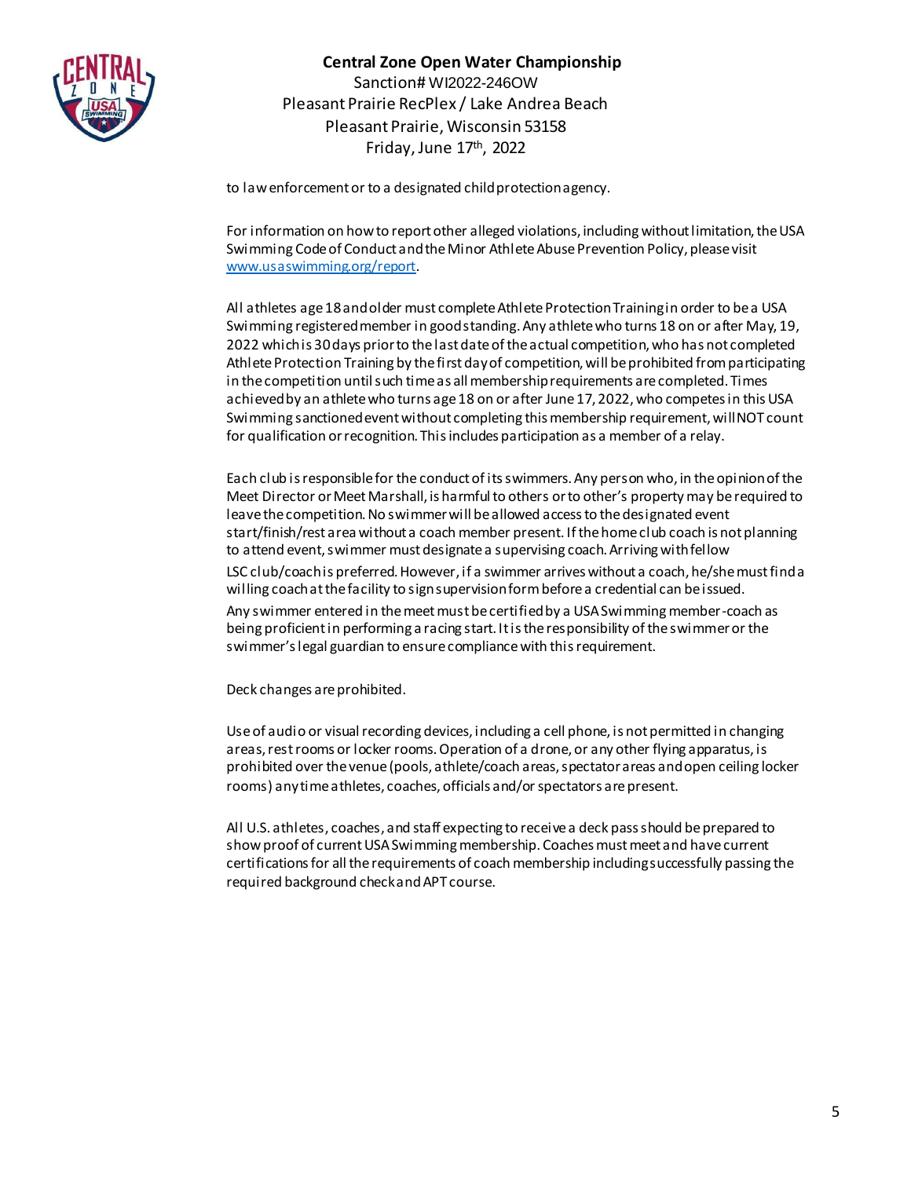to law enforcement or to a designated child protection agency.

For information on how to report other alleged violations, including without limitation, the USA Swimming Code of Conduct and the Minor Athlete Abuse Prevention Policy, please visit [www.usaswimming.org/report](www.usaswimming.org/report).

All athletes age 18 and older must complete Athlete Protection Training in order to be a USA Swimming registered member in good standing. Any athlete who turns 18 on or after May, 19, 2022 which is 30 days prior to the last date of the actual competition, who has not completed Athlete Protection Training by the first day of competition, will be prohibited from participating in the competition until such time as all membership requirements are completed. Times achieved by an athlete who turns age 18 on or after June 17, 2022, who competes in this USA Swimming sanctioned event without completing this membership requirement, will NOT count for qualification or recognition. This includes participation as a member of a relay.

Each club is responsible for the conduct of its swimmers. Any person who, in the opinion of the Meet Director or Meet Marshall, is harmful to others or to other's property may be required to leave the competition. No swimmer will be allowed access to the designated event start/finish/rest area without a coach member present. If the home club coach is not planning to attend event, swimmer must designate a supervising coach. Arriving with fellow LSC club/coach is preferred. However, if a swimmer arrives without a coach, he/she must find a willing coach at the facility to sign supervision form before a credential can be issued. Any swimmer entered in the meet must be certified by a USA Swimming member-coach as being proficient in performing a racing start. It is the responsibility of the swimmer or the swimmer's legal guardian to ensure compliance with this requirement.

Deck changes are prohibited.

Use of audio or visual recording devices, including a cell phone, is not permitted in changing areas, rest rooms or locker rooms. Operation of a drone, or any other flying apparatus, is prohibited over the venue (pools, athlete/coach areas, spectator areas and open ceiling locker rooms) any time athletes, coaches, officials and/or spectators are present.

All U.S. athletes, coaches, and staff expecting to receive a deck pass should be prepared to show proof of current USA Swimming membership. Coaches must meet and have current certifications for all the requirements of coach membership including successfully passing the required background check and APT course.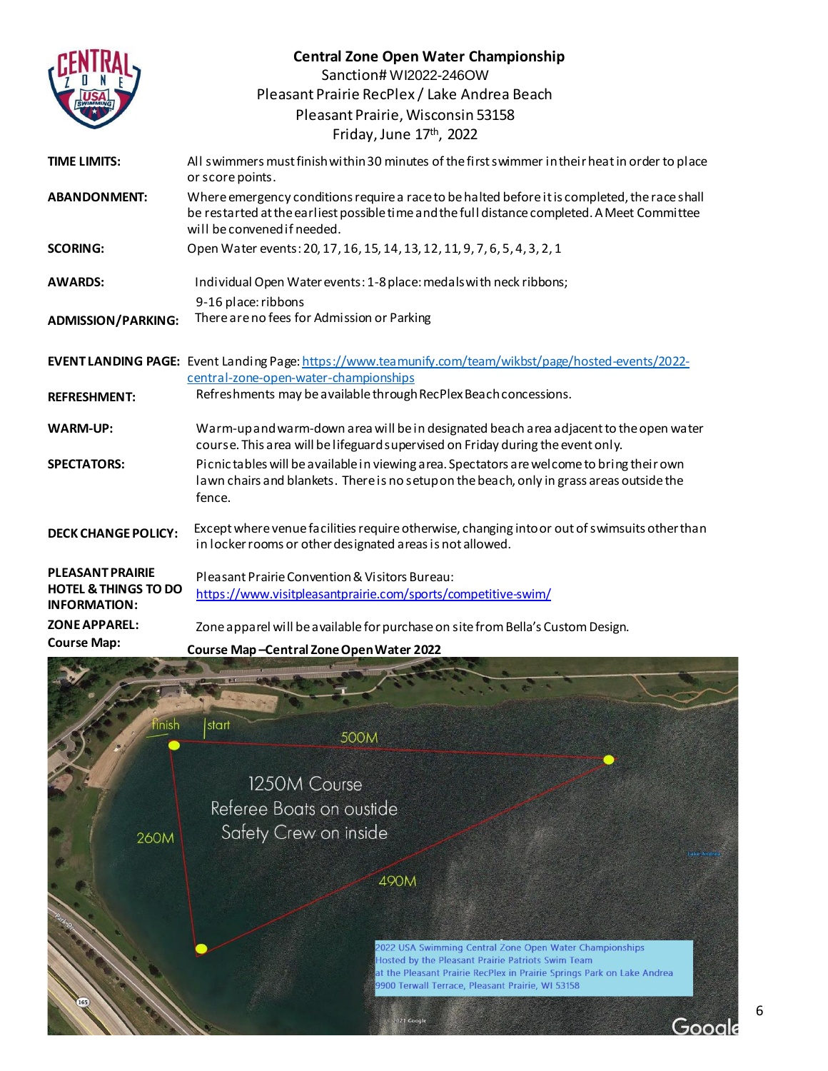# Central Zone Open Water Championship

Sanction# WI2022-246OW
Pleasant Prairie RecPlex / Lake Andrea Beach
Pleasant Prairie, Wisconsin 53158
Friday, June 17th, 2022

**TIME LIMITS:** All swimmers must finish within 30 minutes of the first swimmer in their heat in order to place or score points.

**ABANDONMENT:** Where emergency conditions require a race to be halted before it is completed, the race shall be restarted at the earliest possible time and the full distance completed. A Meet Committee will be convened if needed.

**SCORING:** Open Water events: 20, 17, 16, 15, 14, 13, 12, 11, 9, 7, 6, 5, 4, 3, 2, 1

**AWARDS:** Individual Open Water events: 1-8 place: medals with neck ribbons;
9-16 place: ribbons

**ADMISSION/PARKING:** There are no fees for Admission or Parking

**EVENT LANDING PAGE:** Event Landing Page: https://www.teamunify.com/team/wikbst/page/hosted-events/2022-central-zone-open-water-championships

**REFRESHMENT:** Refreshments may be available through RecPlex Beach concessions.

**WARM-UP:** Warm-up and warm-down area will be in designated beach area adjacent to the open water course. This area will be lifeguard supervised on Friday during the event only.

**SPECTATORS:** Picnic tables will be available in viewing area. Spectators are welcome to bring their own lawn chairs and blankets. There is no setup on the beach, only in grass areas outside the fence.

**DECK CHANGE POLICY:** Except where venue facilities require otherwise, changing into or out of swimsuits other than in locker rooms or other designated areas is not allowed.

**PLEASANT PRAIRIE HOTEL & THINGS TO DO INFORMATION:** Pleasant Prairie Convention & Visitors Bureau: https://www.visitpleasantprairie.com/sports/competitive-swim/

**ZONE APPAREL:** Zone apparel will be available for purchase on site from Bella's Custom Design.

**Course Map:** **Course Map – Central Zone Open Water 2022**

finish | start
500M
1250M Course
Referee Boats on ouside
Safety Crew on inside
260M
490M

2022 USA Swimming Central Zone Open Water Championships
Hosted by the Pleasant Prairie Patriots Swim Team
at the Pleasant Prairie RecPlex in Prairie Springs Park on Lake Andrea
9900 Terwall Terrace, Pleasant Prairie, WI 53158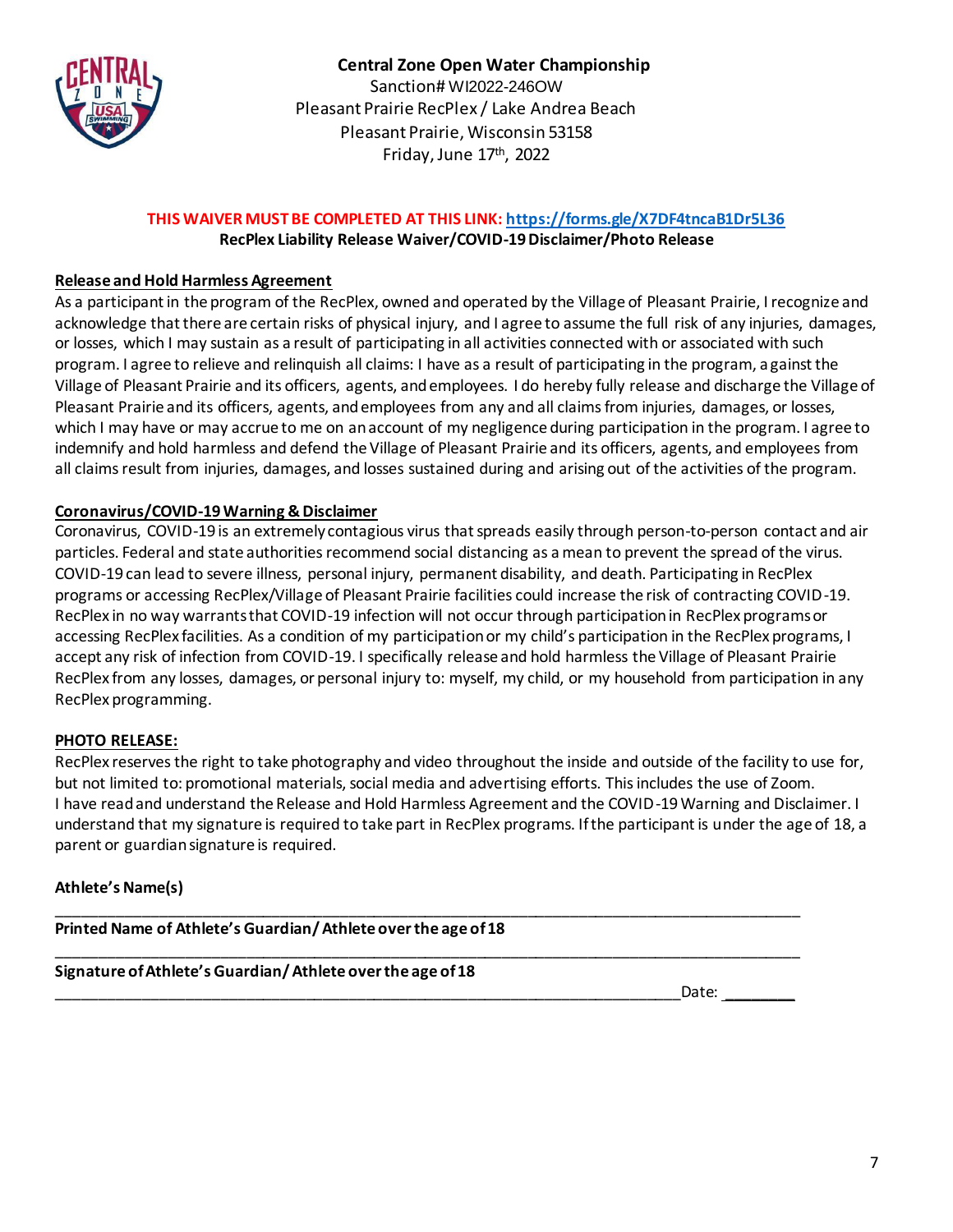**Central Zone Open Water Championship**
Sanction# WI2022-246OW
Pleasant Prairie RecPlex / Lake Andrea Beach
Pleasant Prairie, Wisconsin 53158
Friday, June 17th, 2022

**THIS WAIVER MUST BE COMPLETED AT THIS LINK: https://forms.gle/X7DF4tncaB1Dr5L36**

**RecPlex Liability Release Waiver/COVID-19 Disclaimer/Photo Release**

**Release and Hold Harmless Agreement**

As a participant in the program of the RecPlex, owned and operated by the Village of Pleasant Prairie, I recognize and acknowledge that there are certain risks of physical injury, and I agree to assume the full risk of any injuries, damages, or losses, which I may sustain as a result of participating in all activities connected with or associated with such program. I agree to relieve and relinquish all claims: I have as a result of participating in the program, against the Village of Pleasant Prairie and its officers, agents, and employees. I do hereby fully release and discharge the Village of Pleasant Prairie and its officers, agents, and employees from any and all claims from injuries, damages, or losses, which I may have or may accrue to me on an account of my negligence during participation in the program. I agree to indemnify and hold harmless and defend the Village of Pleasant Prairie and its officers, agents, and employees from all claims result from injuries, damages, and losses sustained during and arising out of the activities of the program.

**Coronavirus/COVID-19 Warning & Disclaimer**

Coronavirus, COVID-19 is an extremely contagious virus that spreads easily through person-to-person contact and air particles. Federal and state authorities recommend social distancing as a mean to prevent the spread of the virus. COVID-19 can lead to severe illness, personal injury, permanent disability, and death. Participating in RecPlex programs or accessing RecPlex/Village of Pleasant Prairie facilities could increase the risk of contracting COVID-19. RecPlex in no way warrants that COVID-19 infection will not occur through participation in RecPlex programs or accessing RecPlex facilities. As a condition of my participation or my child's participation in the RecPlex programs, I accept any risk of infection from COVID-19. I specifically release and hold harmless the Village of Pleasant Prairie RecPlex from any losses, damages, or personal injury to: myself, my child, or my household from participation in any RecPlex programming.

**PHOTO RELEASE:**

RecPlex reserves the right to take photography and video throughout the inside and outside of the facility to use for, but not limited to: promotional materials, social media and advertising efforts. This includes the use of Zoom.
I have read and understand the Release and Hold Harmless Agreement and the COVID-19 Warning and Disclaimer. I understand that my signature is required to take part in RecPlex programs. If the participant is under the age of 18, a parent or guardian signature is required.

**Athlete's Name(s)**

______________________________________________________________________________

**Printed Name of Athlete's Guardian/ Athlete over the age of 18**

______________________________________________________________________________

**Signature of Athlete's Guardian/ Athlete over the age of 18**

_______________________________________________________________________ Date: ________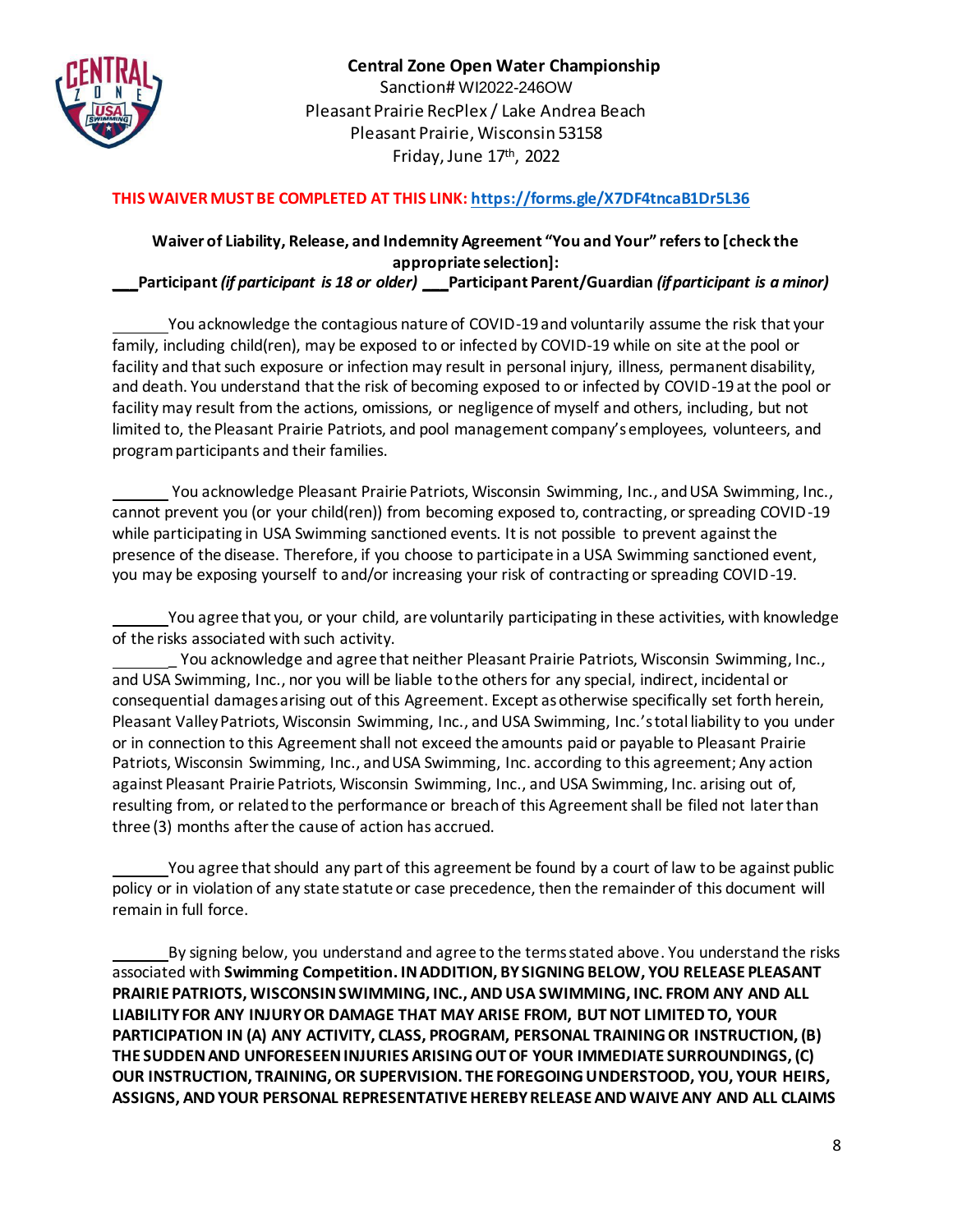**Central Zone Open Water Championship**
Sanction# WI2022-246OW
Pleasant Prairie RecPlex / Lake Andrea Beach
Pleasant Prairie, Wisconsin 53158
Friday, June 17th, 2022

**THIS WAIVER MUST BE COMPLETED AT THIS LINK: https://forms.gle/X7DF4tncaB1Dr5L36**

**Waiver of Liability, Release, and Indemnity Agreement "You and Your" refers to [check the appropriate selection]:**

___**Participant** ***(if participant is 18 or older)*** ___**Participant Parent/Guardian** ***(if participant is a minor)***

_______You acknowledge the contagious nature of COVID-19 and voluntarily assume the risk that your family, including child(ren), may be exposed to or infected by COVID-19 while on site at the pool or facility and that such exposure or infection may result in personal injury, illness, permanent disability, and death. You understand that the risk of becoming exposed to or infected by COVID-19 at the pool or facility may result from the actions, omissions, or negligence of myself and others, including, but not limited to, the Pleasant Prairie Patriots, and pool management company's employees, volunteers, and program participants and their families.

_______ You acknowledge Pleasant Prairie Patriots, Wisconsin Swimming, Inc., and USA Swimming, Inc., cannot prevent you (or your child(ren)) from becoming exposed to, contracting, or spreading COVID-19 while participating in USA Swimming sanctioned events. It is not possible to prevent against the presence of the disease. Therefore, if you choose to participate in a USA Swimming sanctioned event, you may be exposing yourself to and/or increasing your risk of contracting or spreading COVID-19.

_______You agree that you, or your child, are voluntarily participating in these activities, with knowledge of the risks associated with such activity.

_______ You acknowledge and agree that neither Pleasant Prairie Patriots, Wisconsin Swimming, Inc., and USA Swimming, Inc., nor you will be liable to the others for any special, indirect, incidental or consequential damages arising out of this Agreement. Except as otherwise specifically set forth herein, Pleasant Valley Patriots, Wisconsin Swimming, Inc., and USA Swimming, Inc.'s total liability to you under or in connection to this Agreement shall not exceed the amounts paid or payable to Pleasant Prairie Patriots, Wisconsin Swimming, Inc., and USA Swimming, Inc. according to this agreement; Any action against Pleasant Prairie Patriots, Wisconsin Swimming, Inc., and USA Swimming, Inc. arising out of, resulting from, or related to the performance or breach of this Agreement shall be filed not later than three (3) months after the cause of action has accrued.

_______You agree that should any part of this agreement be found by a court of law to be against public policy or in violation of any state statute or case precedence, then the remainder of this document will remain in full force.

_______By signing below, you understand and agree to the terms stated above. You understand the risks associated with **Swimming Competition. IN ADDITION, BY SIGNING BELOW, YOU RELEASE PLEASANT PRAIRIE PATRIOTS, WISCONSIN SWIMMING, INC., AND USA SWIMMING, INC. FROM ANY AND ALL LIABILITY FOR ANY INJURY OR DAMAGE THAT MAY ARISE FROM, BUT NOT LIMITED TO, YOUR PARTICIPATION IN (A) ANY ACTIVITY, CLASS, PROGRAM, PERSONAL TRAINING OR INSTRUCTION, (B) THE SUDDEN AND UNFORESEEN INJURIES ARISING OUT OF YOUR IMMEDIATE SURROUNDINGS, (C) OUR INSTRUCTION, TRAINING, OR SUPERVISION. THE FOREGOING UNDERSTOOD, YOU, YOUR HEIRS, ASSIGNS, AND YOUR PERSONAL REPRESENTATIVE HEREBY RELEASE AND WAIVE ANY AND ALL CLAIMS**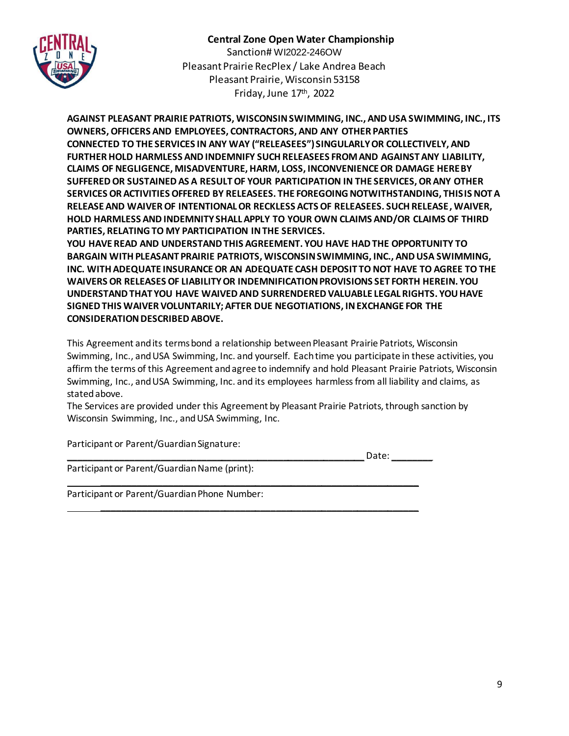**Central Zone Open Water Championship**
Sanction# WI2022-246OW
Pleasant Prairie RecPlex / Lake Andrea Beach
Pleasant Prairie, Wisconsin 53158
Friday, June 17th, 2022

**AGAINST PLEASANT PRAIRIE PATRIOTS, WISCONSIN SWIMMING, INC., AND USA SWIMMING, INC., ITS OWNERS, OFFICERS AND EMPLOYEES, CONTRACTORS, AND ANY OTHER PARTIES CONNECTED TO THE SERVICES IN ANY WAY ("RELEASEES") SINGULARLY OR COLLECTIVELY, AND FURTHER HOLD HARMLESS AND INDEMNIFY SUCH RELEASEES FROM AND AGAINST ANY LIABILITY, CLAIMS OF NEGLIGENCE, MISADVENTURE, HARM, LOSS, INCONVENIENCE OR DAMAGE HERE BY SUFFERED OR SUSTAINED AS A RESULT OF YOUR PARTICIPATION IN THE SERVICES, OR ANY OTHER SERVICES OR ACTIVITIES OFFERED BY RELEASEES. THE FOREGOING NOTWITHSTANDING, THIS IS NOT A RELEASE AND WAIVER OF INTENTIONAL OR RECKLESS ACTS OF RELEASEES. SUCH RELEASE, WAIVER, HOLD HARMLESS AND INDEMNITY SHALL APPLY TO YOUR OWN CLAIMS AND/OR CLAIMS OF THIRD PARTIES, RELATING TO MY PARTICIPATION IN THE SERVICES.**

**YOU HAVE READ AND UNDERSTAND THIS AGREEMENT. YOU HAVE HAD THE OPPORTUNITY TO BARGAIN WITH PLEASANT PRAIRIE PATRIOTS, WISCONSIN SWIMMING, INC., AND USA SWIMMING, INC. WITH ADEQUATE INSURANCE OR AN ADEQUATE CASH DEPOSIT TO NOT HAVE TO AGREE TO THE WAIVERS OR RELEASES OF LIABILITY OR INDEMNIFICATION PROVISIONS SET FORTH HEREIN. YOU UNDERSTAND THAT YOU HAVE WAIVED AND SURRENDERED VALUABLE LEGAL RIGHTS. YOU HAVE SIGNED THIS WAIVER VOLUNTARILY; AFTER DUE NEGOTIATIONS, IN EXCHANGE FOR THE CONSIDERATION DESCRIBED ABOVE.**

This Agreement and its terms bond a relationship between Pleasant Prairie Patriots, Wisconsin Swimming, Inc., and USA Swimming, Inc. and yourself. Each time you participate in these activities, you affirm the terms of this Agreement and agree to indemnify and hold Pleasant Prairie Patriots, Wisconsin Swimming, Inc., and USA Swimming, Inc. and its employees harmless from all liability and claims, as stated above.

The Services are provided under this Agreement by Pleasant Prairie Patriots, through sanction by Wisconsin Swimming, Inc., and USA Swimming, Inc.

Participant or Parent/Guardian Signature:

_______________________________________________ Date: ________

Participant or Parent/Guardian Name (print):

_______________________________________________

Participant or Parent/Guardian Phone Number:

_______________________________________________